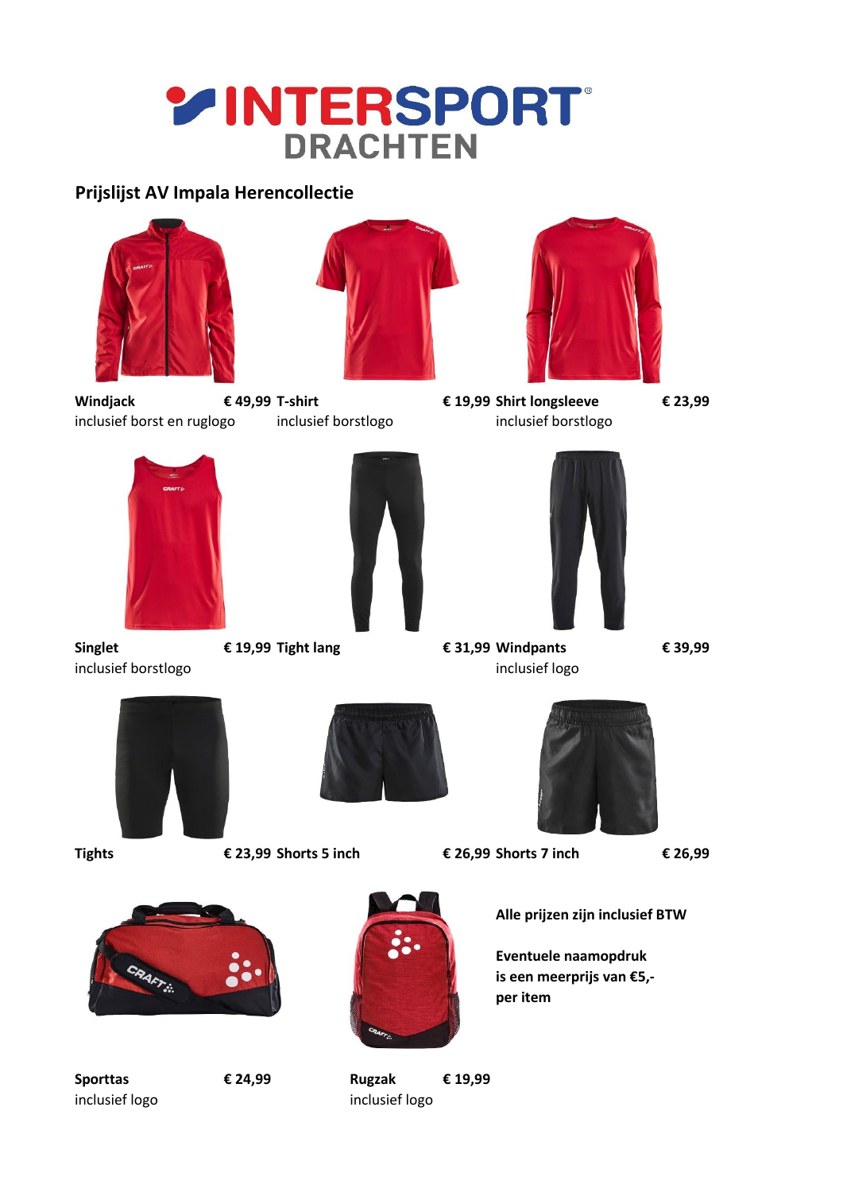# INTERSPORT DRACHTEN

## Prijslijst AV Impala Herencollectie

**Windjack** **€ 49,99**
inclusief borst en ruglogo

**T-shirt** **€ 19,99**
inclusief borstlogo

**Shirt longsleeve** **€ 23,99**
inclusief borstlogo

**Singlet** **€ 19,99**
inclusief borstlogo

**Tight lang** **€ 31,99**

**Windpants** **€ 39,99**
inclusief logo

**Tights** **€ 23,99**

**Shorts 5 inch** **€ 26,99**

**Shorts 7 inch** **€ 26,99**

**Sporttas** **€ 24,99**
inclusief logo

**Rugzak** **€ 19,99**
inclusief logo

**Alle prijzen zijn inclusief BTW**

**Eventuele naamopdruk is een meerprijs van €5,- per item**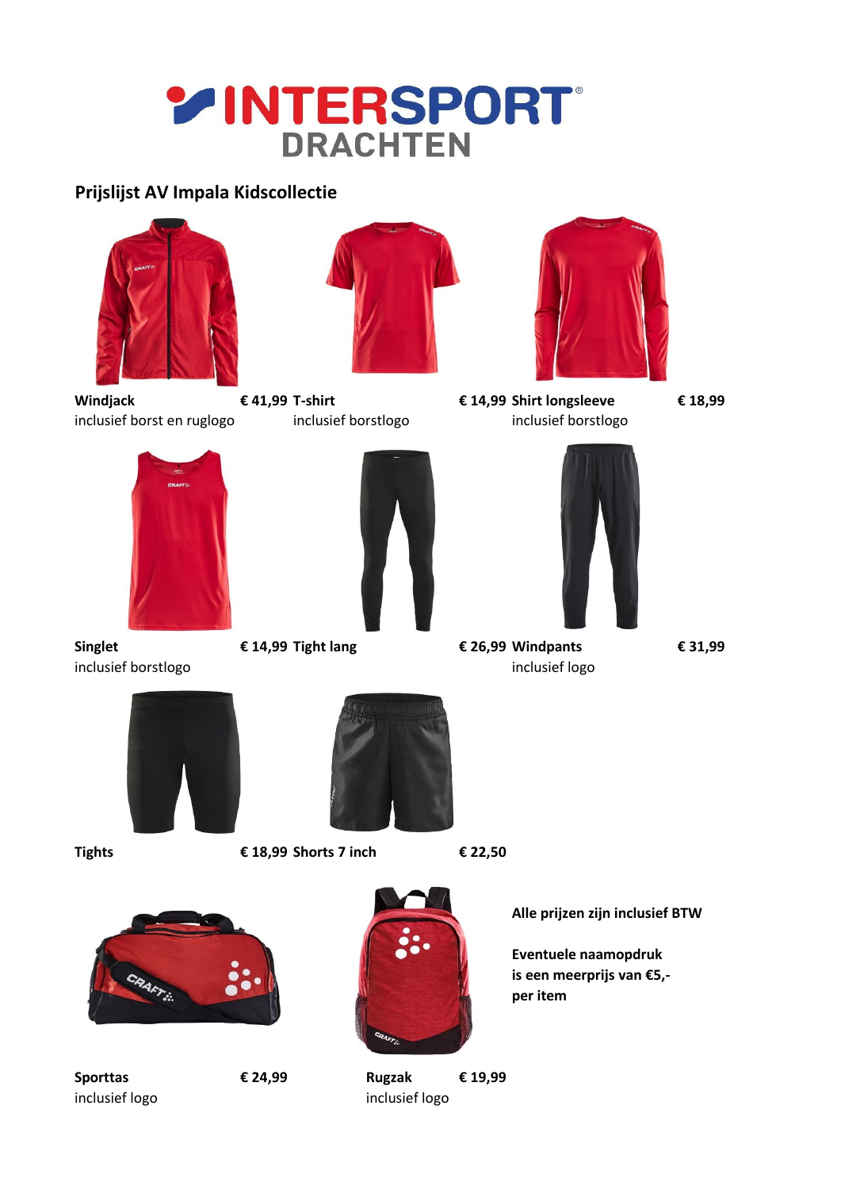# INTERSPORT DRACHTEN

## Prijslijst AV Impala Kidscollectie

**Windjack** **€ 41,99**
inclusief borst en ruglogo

**T-shirt** **€ 14,99**
inclusief borstlogo

**Shirt longsleeve** **€ 18,99**
inclusief borstlogo

**Singlet** **€ 14,99**
inclusief borstlogo

**Tight lang** **€ 26,99**

**Windpants** **€ 31,99**
inclusief logo

**Tights** **€ 18,99**

**Shorts 7 inch** **€ 22,50**

**Sporttas** **€ 24,99**
inclusief logo

**Rugzak** **€ 19,99**
inclusief logo

**Alle prijzen zijn inclusief BTW**

**Eventuele naamopdruk is een meerprijs van €5,- per item**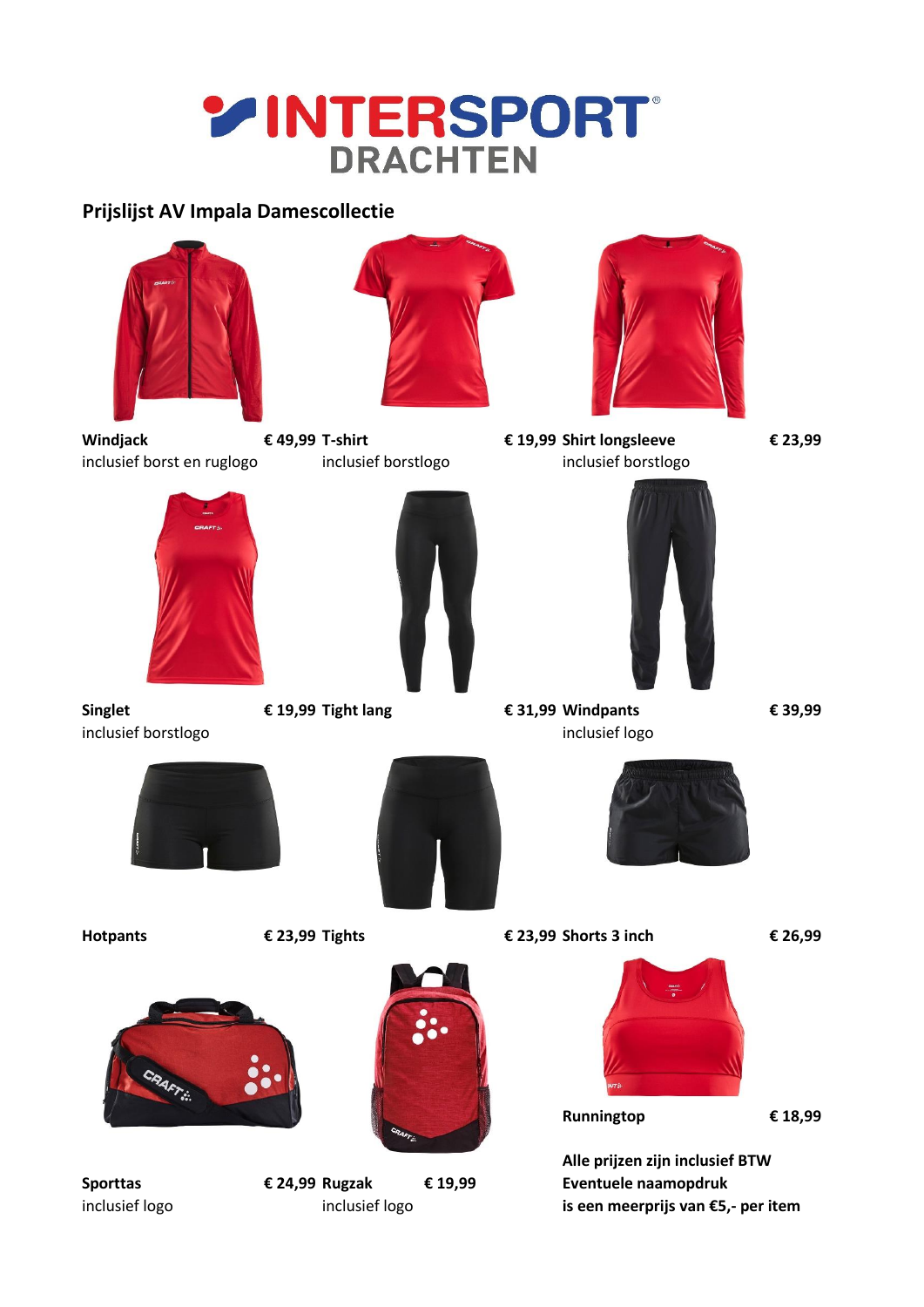# INTERSPORT DRACHTEN

## Prijslijst AV Impala Damescollectie

**Windjack** **€ 49,99**
inclusief borst en ruglogo

**T-shirt** **€ 19,99**
inclusief borstlogo

**Shirt longsleeve** **€ 23,99**
inclusief borstlogo

**Singlet** **€ 19,99**
inclusief borstlogo

**Tight lang** **€ 31,99**

**Windpants** **€ 39,99**
inclusief logo

**Hotpants** **€ 23,99**

**Tights** **€ 23,99**

**Shorts 3 inch** **€ 26,99**

**Runningtop** **€ 18,99**

**Sporttas** **€ 24,99**
inclusief logo

**Rugzak** **€ 19,99**
inclusief logo

**Alle prijzen zijn inclusief BTW**
**Eventuele naamopdruk**
**is een meerprijs van €5,- per item**